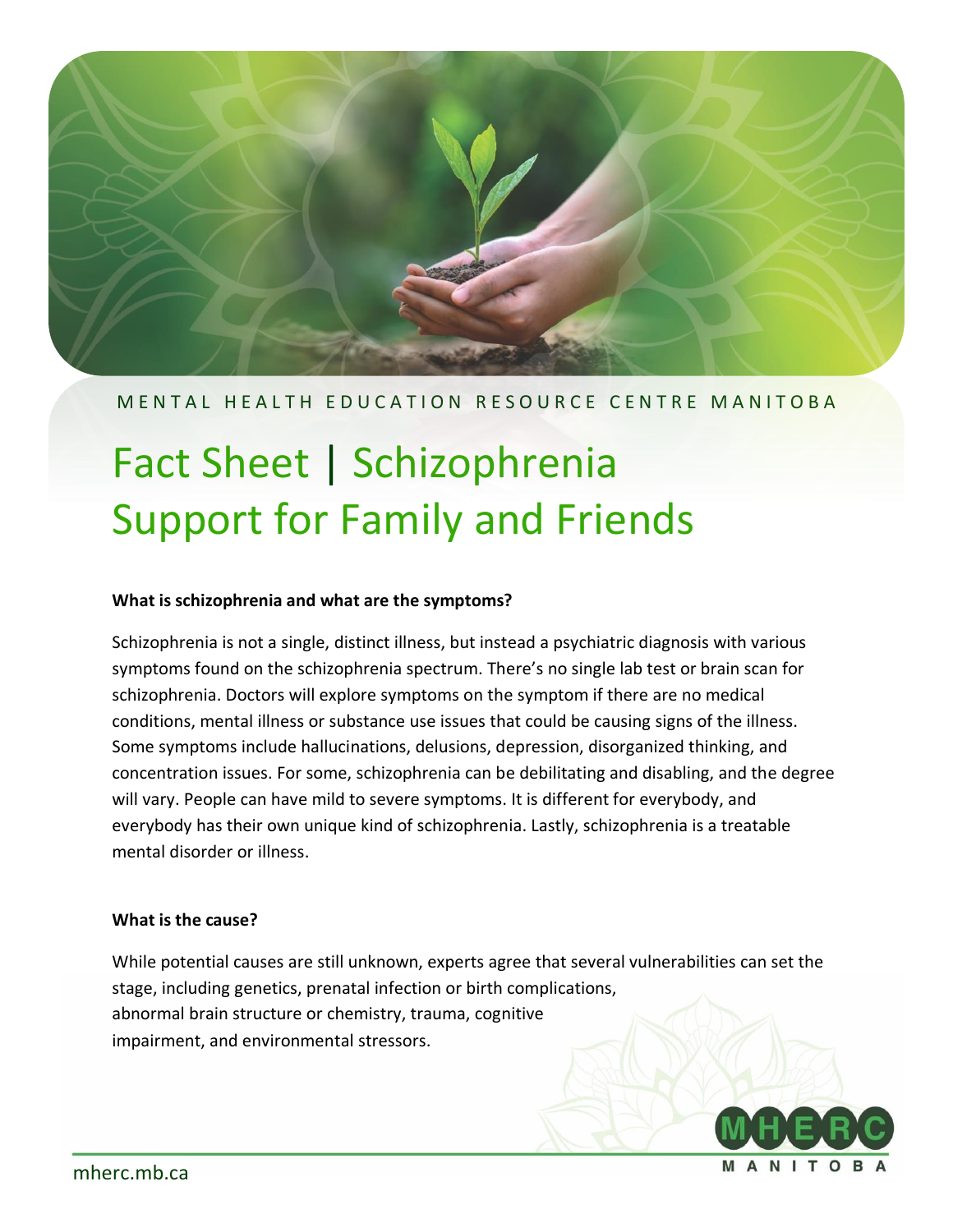MENTAL HEALTH EDUCATION RESOURCE CENTRE MANITOBA

# Fact Sheet | Schizophrenia Support for Family and Friends

**What is schizophrenia and what are the symptoms?**

Schizophrenia is not a single, distinct illness, but instead a psychiatric diagnosis with various symptoms found on the schizophrenia spectrum. There's no single lab test or brain scan for schizophrenia. Doctors will explore symptoms on the symptom if there are no medical conditions, mental illness or substance use issues that could be causing signs of the illness. Some symptoms include hallucinations, delusions, depression, disorganized thinking, and concentration issues. For some, schizophrenia can be debilitating and disabling, and the degree will vary. People can have mild to severe symptoms. It is different for everybody, and everybody has their own unique kind of schizophrenia. Lastly, schizophrenia is a treatable mental disorder or illness.

**What is the cause?**

While potential causes are still unknown, experts agree that several vulnerabilities can set the stage, including genetics, prenatal infection or birth complications, abnormal brain structure or chemistry, trauma, cognitive impairment, and environmental stressors.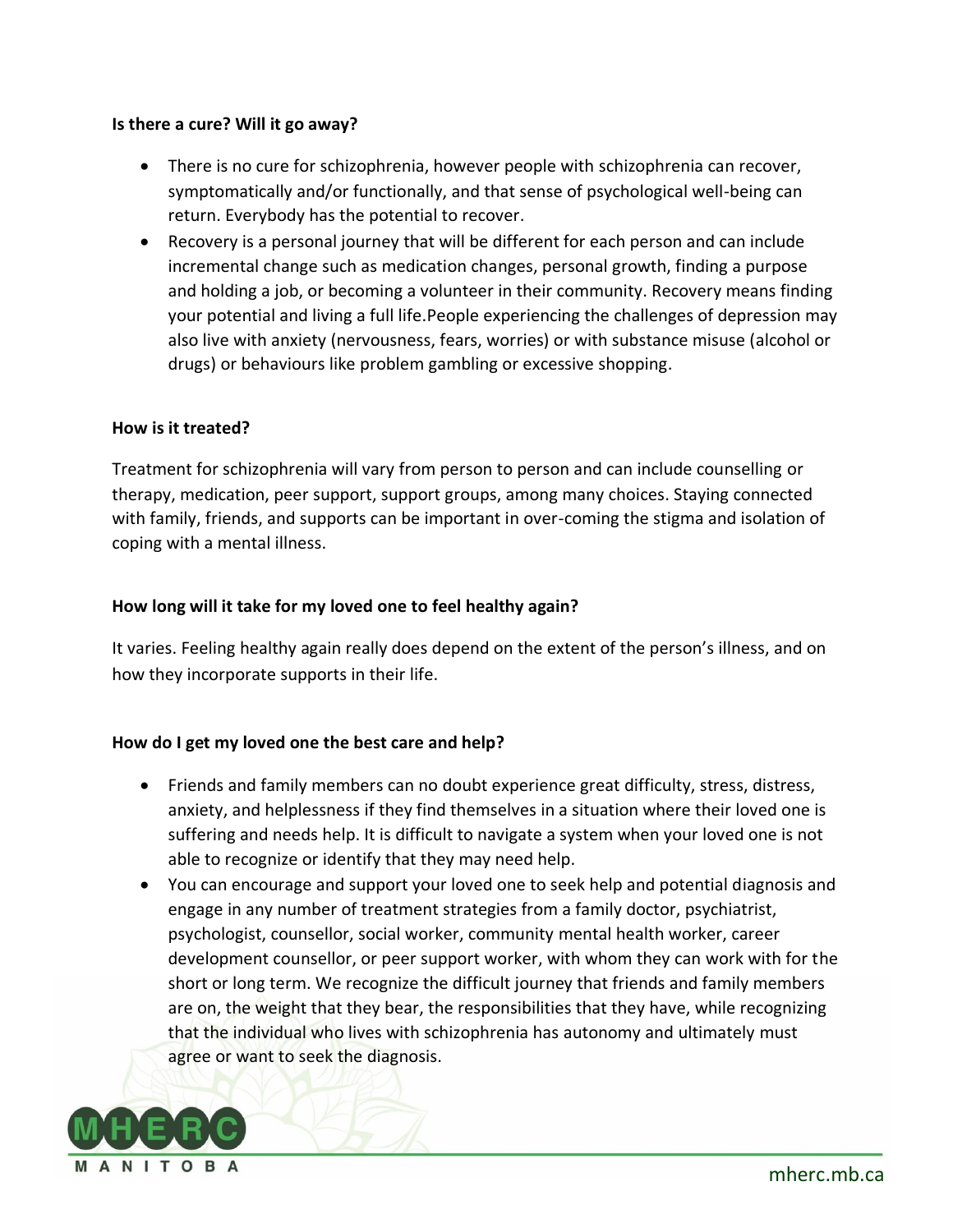**Is there a cure? Will it go away?**

- There is no cure for schizophrenia, however people with schizophrenia can recover, symptomatically and/or functionally, and that sense of psychological well-being can return. Everybody has the potential to recover.
- Recovery is a personal journey that will be different for each person and can include incremental change such as medication changes, personal growth, finding a purpose and holding a job, or becoming a volunteer in their community. Recovery means finding your potential and living a full life.People experiencing the challenges of depression may also live with anxiety (nervousness, fears, worries) or with substance misuse (alcohol or drugs) or behaviours like problem gambling or excessive shopping.

**How is it treated?**

Treatment for schizophrenia will vary from person to person and can include counselling or therapy, medication, peer support, support groups, among many choices. Staying connected with family, friends, and supports can be important in over-coming the stigma and isolation of coping with a mental illness.

**How long will it take for my loved one to feel healthy again?**

It varies. Feeling healthy again really does depend on the extent of the person's illness, and on how they incorporate supports in their life.

**How do I get my loved one the best care and help?**

- Friends and family members can no doubt experience great difficulty, stress, distress, anxiety, and helplessness if they find themselves in a situation where their loved one is suffering and needs help. It is difficult to navigate a system when your loved one is not able to recognize or identify that they may need help.
- You can encourage and support your loved one to seek help and potential diagnosis and engage in any number of treatment strategies from a family doctor, psychiatrist, psychologist, counsellor, social worker, community mental health worker, career development counsellor, or peer support worker, with whom they can work with for the short or long term. We recognize the difficult journey that friends and family members are on, the weight that they bear, the responsibilities that they have, while recognizing that the individual who lives with schizophrenia has autonomy and ultimately must agree or want to seek the diagnosis.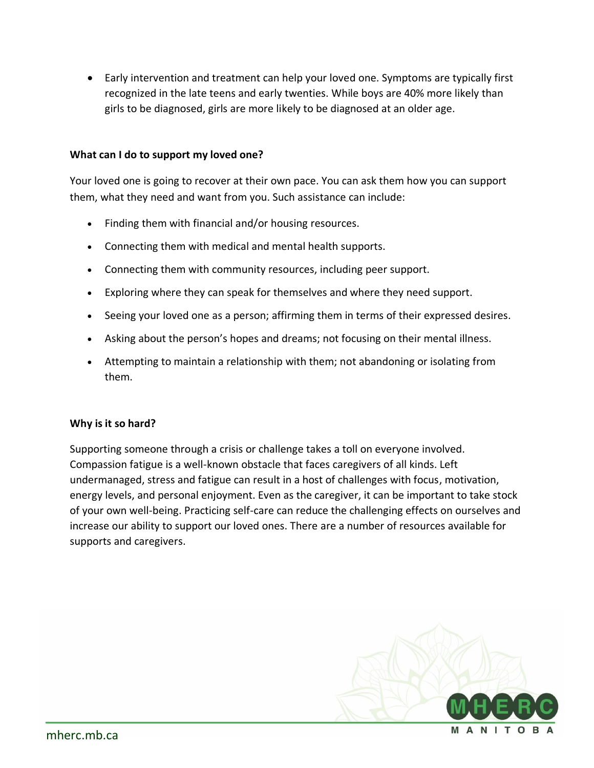- Early intervention and treatment can help your loved one. Symptoms are typically first recognized in the late teens and early twenties. While boys are 40% more likely than girls to be diagnosed, girls are more likely to be diagnosed at an older age.

**What can I do to support my loved one?**

Your loved one is going to recover at their own pace. You can ask them how you can support them, what they need and want from you. Such assistance can include:

- Finding them with financial and/or housing resources.
- Connecting them with medical and mental health supports.
- Connecting them with community resources, including peer support.
- Exploring where they can speak for themselves and where they need support.
- Seeing your loved one as a person; affirming them in terms of their expressed desires.
- Asking about the person's hopes and dreams; not focusing on their mental illness.
- Attempting to maintain a relationship with them; not abandoning or isolating from them.

**Why is it so hard?**

Supporting someone through a crisis or challenge takes a toll on everyone involved. Compassion fatigue is a well-known obstacle that faces caregivers of all kinds. Left undermanaged, stress and fatigue can result in a host of challenges with focus, motivation, energy levels, and personal enjoyment. Even as the caregiver, it can be important to take stock of your own well-being. Practicing self-care can reduce the challenging effects on ourselves and increase our ability to support our loved ones. There are a number of resources available for supports and caregivers.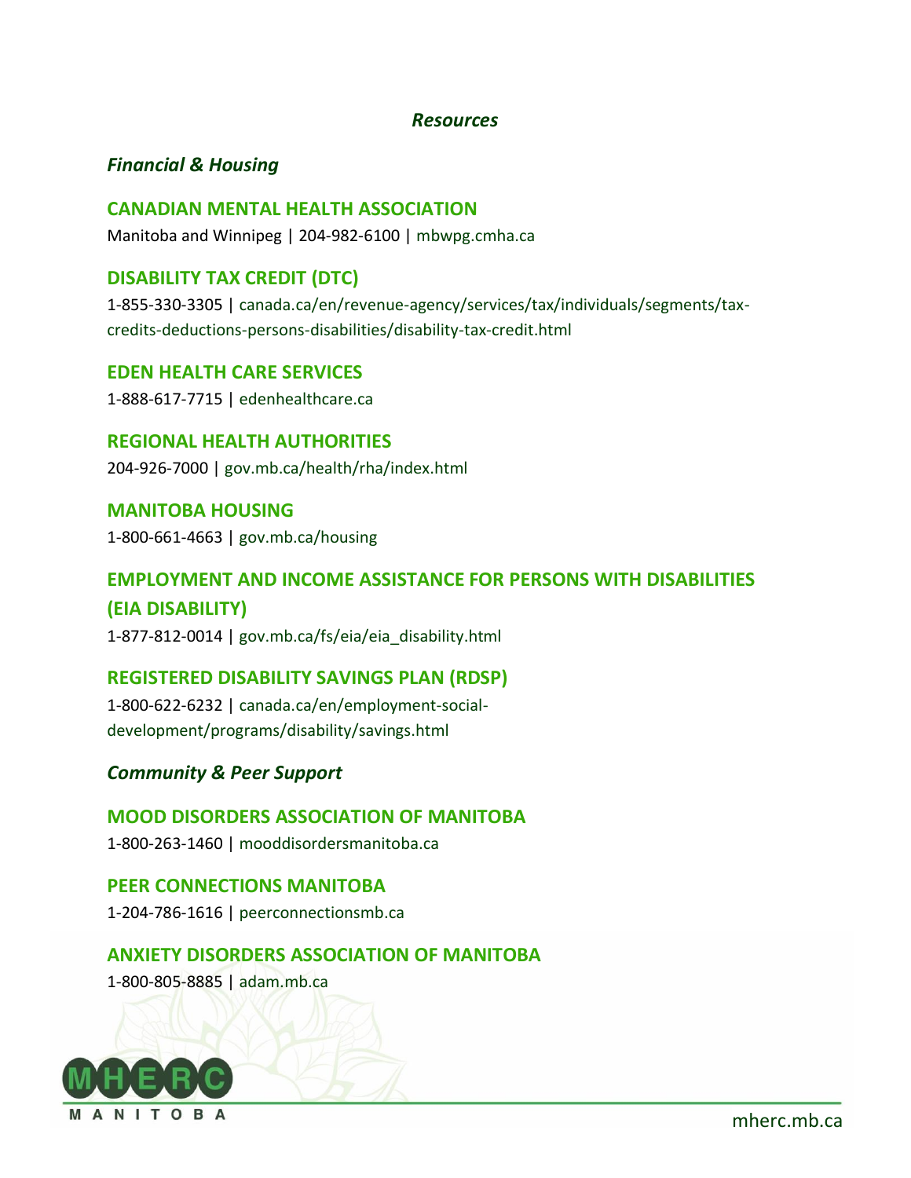## *Resources*

### *Financial & Housing*

**CANADIAN MENTAL HEALTH ASSOCIATION**

Manitoba and Winnipeg | 204-982-6100 | mbwpg.cmha.ca

**DISABILITY TAX CREDIT (DTC)**

1-855-330-3305 | canada.ca/en/revenue-agency/services/tax/individuals/segments/tax-credits-deductions-persons-disabilities/disability-tax-credit.html

**EDEN HEALTH CARE SERVICES**

1-888-617-7715 | edenhealthcare.ca

**REGIONAL HEALTH AUTHORITIES**

204-926-7000 | gov.mb.ca/health/rha/index.html

**MANITOBA HOUSING**

1-800-661-4663 | gov.mb.ca/housing

**EMPLOYMENT AND INCOME ASSISTANCE FOR PERSONS WITH DISABILITIES (EIA DISABILITY)**

1-877-812-0014 | gov.mb.ca/fs/eia/eia_disability.html

**REGISTERED DISABILITY SAVINGS PLAN (RDSP)**

1-800-622-6232 | canada.ca/en/employment-social-development/programs/disability/savings.html

### *Community & Peer Support*

**MOOD DISORDERS ASSOCIATION OF MANITOBA**

1-800-263-1460 | mooddisordersmanitoba.ca

**PEER CONNECTIONS MANITOBA**

1-204-786-1616 | peerconnectionsmb.ca

**ANXIETY DISORDERS ASSOCIATION OF MANITOBA**

1-800-805-8885 | adam.mb.ca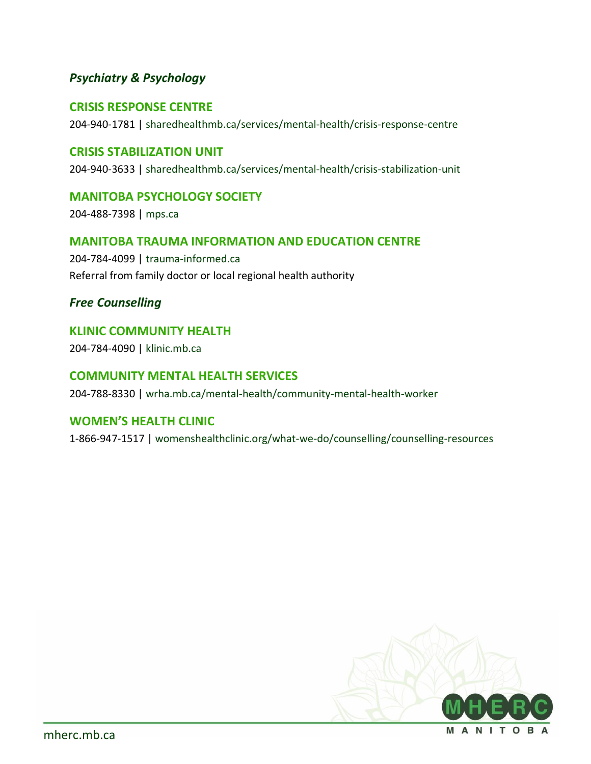### *Psychiatry & Psychology*

#### CRISIS RESPONSE CENTRE

204-940-1781 | sharedhealthmb.ca/services/mental-health/crisis-response-centre

#### CRISIS STABILIZATION UNIT

204-940-3633 | sharedhealthmb.ca/services/mental-health/crisis-stabilization-unit

#### MANITOBA PSYCHOLOGY SOCIETY

204-488-7398 | mps.ca

#### MANITOBA TRAUMA INFORMATION AND EDUCATION CENTRE

204-784-4099 | trauma-informed.ca

Referral from family doctor or local regional health authority

### *Free Counselling*

#### KLINIC COMMUNITY HEALTH

204-784-4090 | klinic.mb.ca

#### COMMUNITY MENTAL HEALTH SERVICES

204-788-8330 | wrha.mb.ca/mental-health/community-mental-health-worker

#### WOMEN'S HEALTH CLINIC

1-866-947-1517 | womenshealthclinic.org/what-we-do/counselling/counselling-resources